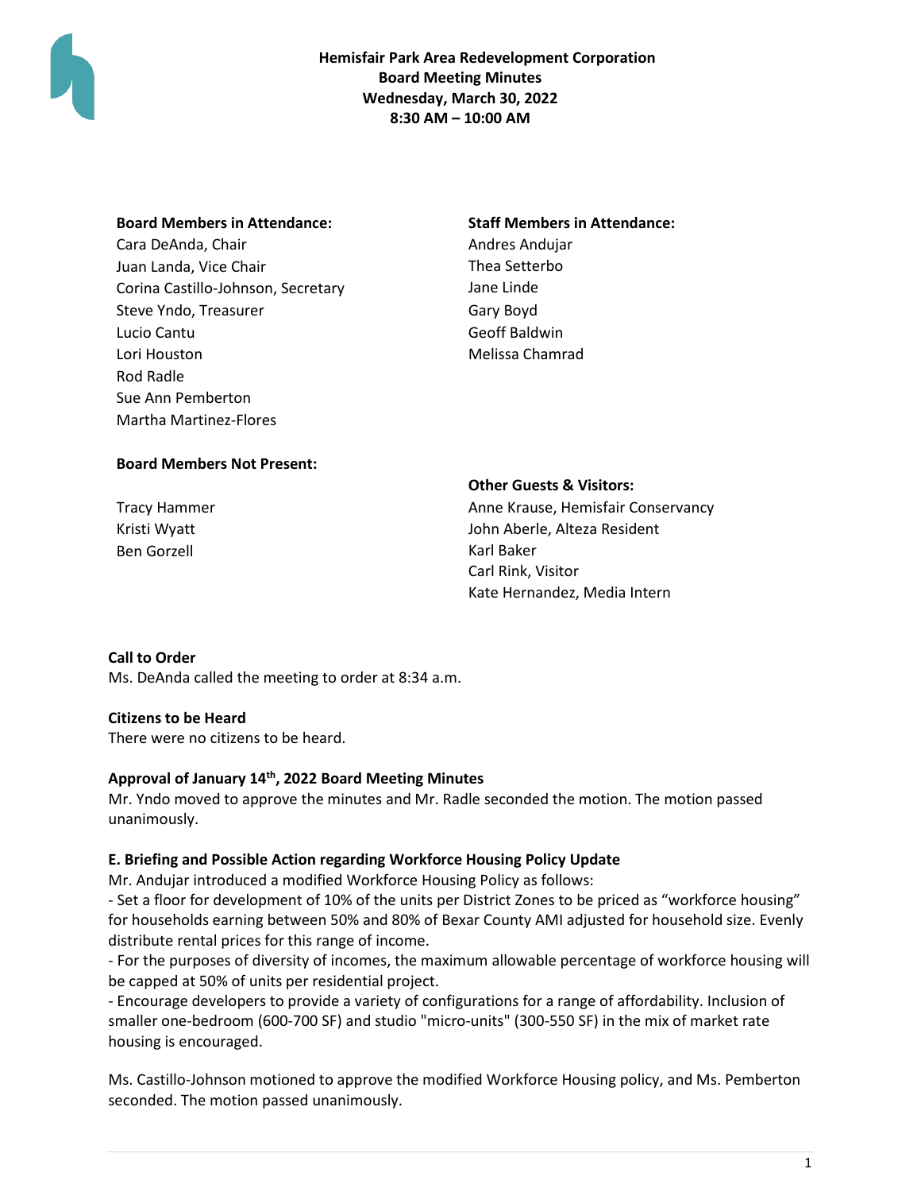**Hemisfair Park Area Redevelopment Corporation**
**Board Meeting Minutes**
**Wednesday, March 30, 2022**
**8:30 AM – 10:00 AM**

**Board Members in Attendance:**
Cara DeAnda, Chair
Juan Landa, Vice Chair
Corina Castillo-Johnson, Secretary
Steve Yndo, Treasurer
Lucio Cantu
Lori Houston
Rod Radle
Sue Ann Pemberton
Martha Martinez-Flores

**Staff Members in Attendance:**
Andres Andujar
Thea Setterbo
Jane Linde
Gary Boyd
Geoff Baldwin
Melissa Chamrad

**Board Members Not Present:**
Tracy Hammer
Kristi Wyatt
Ben Gorzell

**Other Guests & Visitors:**
Anne Krause, Hemisfair Conservancy
John Aberle, Alteza Resident
Karl Baker
Carl Rink, Visitor
Kate Hernandez, Media Intern

**Call to Order**
Ms. DeAnda called the meeting to order at 8:34 a.m.

**Citizens to be Heard**
There were no citizens to be heard.

**Approval of January 14th, 2022 Board Meeting Minutes**
Mr. Yndo moved to approve the minutes and Mr. Radle seconded the motion. The motion passed unanimously.

**E. Briefing and Possible Action regarding Workforce Housing Policy Update**
Mr. Andujar introduced a modified Workforce Housing Policy as follows:
- Set a floor for development of 10% of the units per District Zones to be priced as "workforce housing" for households earning between 50% and 80% of Bexar County AMI adjusted for household size. Evenly distribute rental prices for this range of income.
- For the purposes of diversity of incomes, the maximum allowable percentage of workforce housing will be capped at 50% of units per residential project.
- Encourage developers to provide a variety of configurations for a range of affordability. Inclusion of smaller one-bedroom (600-700 SF) and studio "micro-units" (300-550 SF) in the mix of market rate housing is encouraged.

Ms. Castillo-Johnson motioned to approve the modified Workforce Housing policy, and Ms. Pemberton seconded. The motion passed unanimously.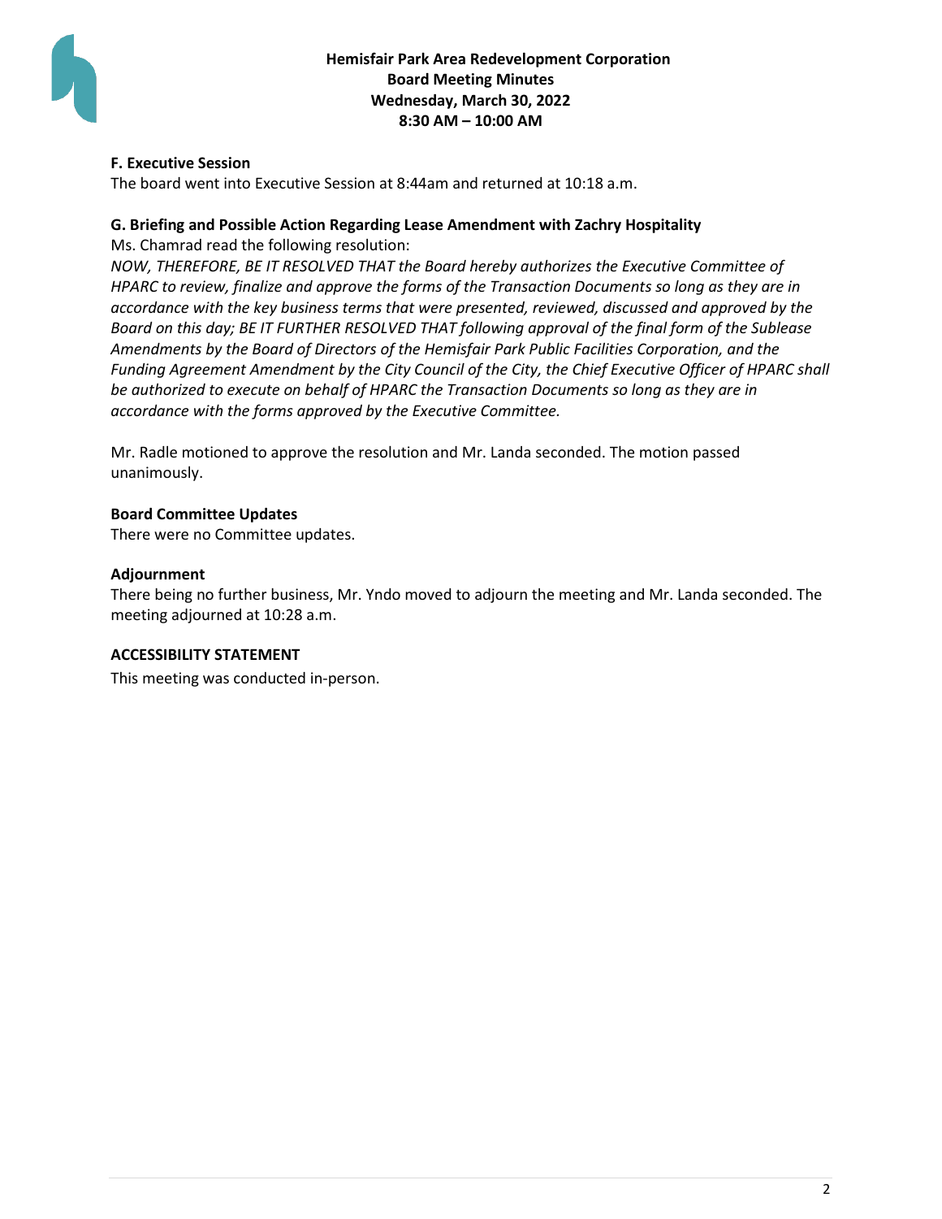**F. Executive Session**

The board went into Executive Session at 8:44am and returned at 10:18 a.m.

**G. Briefing and Possible Action Regarding Lease Amendment with Zachry Hospitality**

Ms. Chamrad read the following resolution:

*NOW, THEREFORE, BE IT RESOLVED THAT the Board hereby authorizes the Executive Committee of HPARC to review, finalize and approve the forms of the Transaction Documents so long as they are in accordance with the key business terms that were presented, reviewed, discussed and approved by the Board on this day; BE IT FURTHER RESOLVED THAT following approval of the final form of the Sublease Amendments by the Board of Directors of the Hemisfair Park Public Facilities Corporation, and the Funding Agreement Amendment by the City Council of the City, the Chief Executive Officer of HPARC shall be authorized to execute on behalf of HPARC the Transaction Documents so long as they are in accordance with the forms approved by the Executive Committee.*

Mr. Radle motioned to approve the resolution and Mr. Landa seconded. The motion passed unanimously.

**Board Committee Updates**

There were no Committee updates.

**Adjournment**

There being no further business, Mr. Yndo moved to adjourn the meeting and Mr. Landa seconded. The meeting adjourned at 10:28 a.m.

**ACCESSIBILITY STATEMENT**

This meeting was conducted in-person.